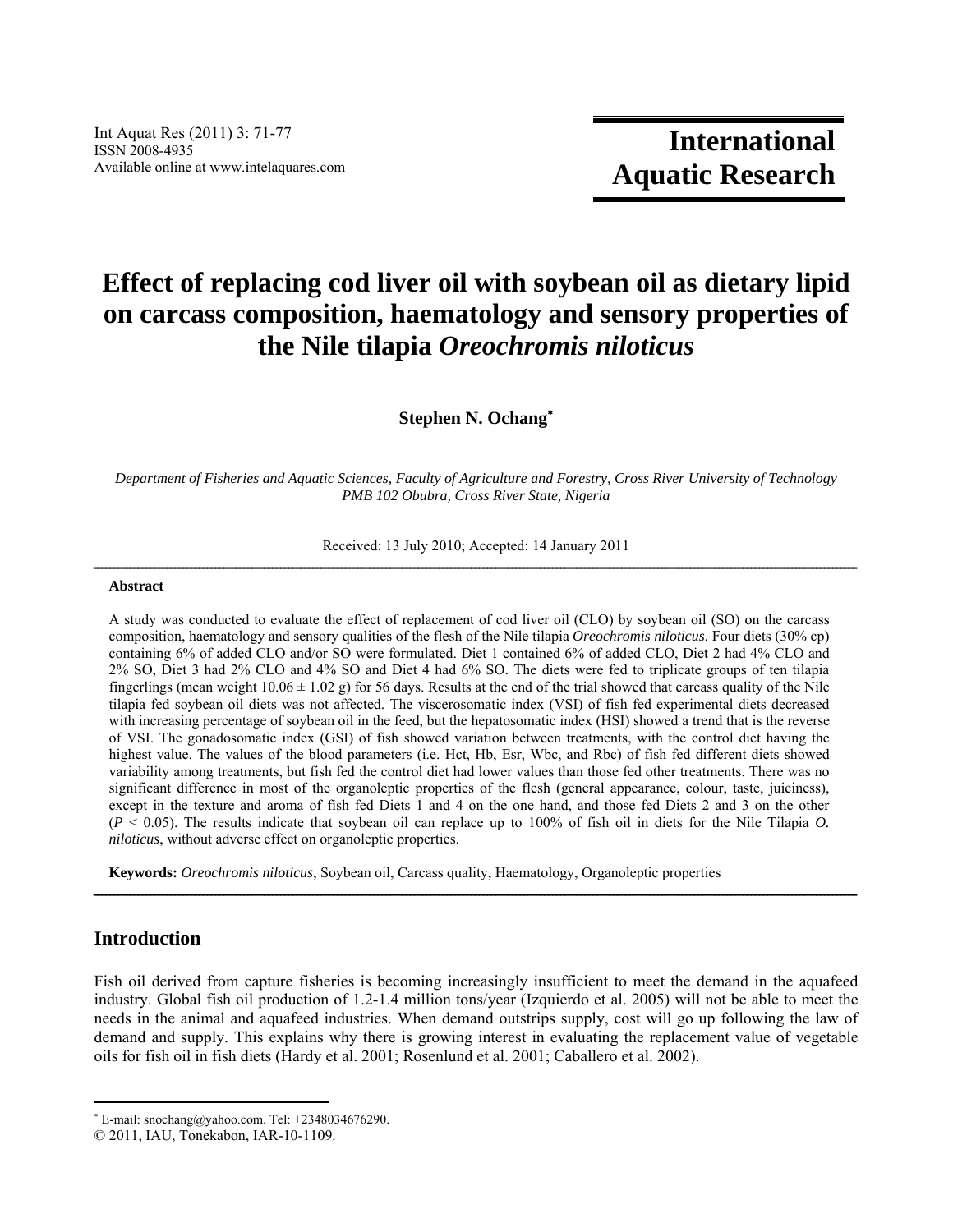# Effect of replacing cod liver oil with soybean oil as dietary lipid on carcass composition, haematology and sensory properties of the Nile tilapia *Oreochromis niloticus*

**Stephen N. Ochang***

*Department of Fisheries and Aquatic Sciences, Faculty of Agriculture and Forestry, Cross River University of Technology PMB 102 Obubra, Cross River State, Nigeria*

Received: 13 July 2010; Accepted: 14 January 2011

---

**Abstract**

A study was conducted to evaluate the effect of replacement of cod liver oil (CLO) by soybean oil (SO) on the carcass composition, haematology and sensory qualities of the flesh of the Nile tilapia *Oreochromis niloticus*. Four diets (30% cp) containing 6% of added CLO and/or SO were formulated. Diet 1 contained 6% of added CLO, Diet 2 had 4% CLO and 2% SO, Diet 3 had 2% CLO and 4% SO and Diet 4 had 6% SO. The diets were fed to triplicate groups of ten tilapia fingerlings (mean weight 10.06 ± 1.02 g) for 56 days. Results at the end of the trial showed that carcass quality of the Nile tilapia fed soybean oil diets was not affected. The viscerosomatic index (VSI) of fish fed experimental diets decreased with increasing percentage of soybean oil in the feed, but the hepatosomatic index (HSI) showed a trend that is the reverse of VSI. The gonadosomatic index (GSI) of fish showed variation between treatments, with the control diet having the highest value. The values of the blood parameters (i.e. Hct, Hb, Esr, Wbc, and Rbc) of fish fed different diets showed variability among treatments, but fish fed the control diet had lower values than those fed other treatments. There was no significant difference in most of the organoleptic properties of the flesh (general appearance, colour, taste, juiciness), except in the texture and aroma of fish fed Diets 1 and 4 on the one hand, and those fed Diets 2 and 3 on the other ($P < 0.05$). The results indicate that soybean oil can replace up to 100% of fish oil in diets for the Nile Tilapia *O. niloticus*, without adverse effect on organoleptic properties.

**Keywords:** *Oreochromis niloticus*, Soybean oil, Carcass quality, Haematology, Organoleptic properties

---

## Introduction

Fish oil derived from capture fisheries is becoming increasingly insufficient to meet the demand in the aquafeed industry. Global fish oil production of 1.2-1.4 million tons/year (Izquierdo et al. 2005) will not be able to meet the needs in the animal and aquafeed industries. When demand outstrips supply, cost will go up following the law of demand and supply. This explains why there is growing interest in evaluating the replacement value of vegetable oils for fish oil in fish diets (Hardy et al. 2001; Rosenlund et al. 2001; Caballero et al. 2002).

---

* E-mail: snochang@yahoo.com. Tel: +2348034676290.

© 2011, IAU, Tonekabon, IAR-10-1109.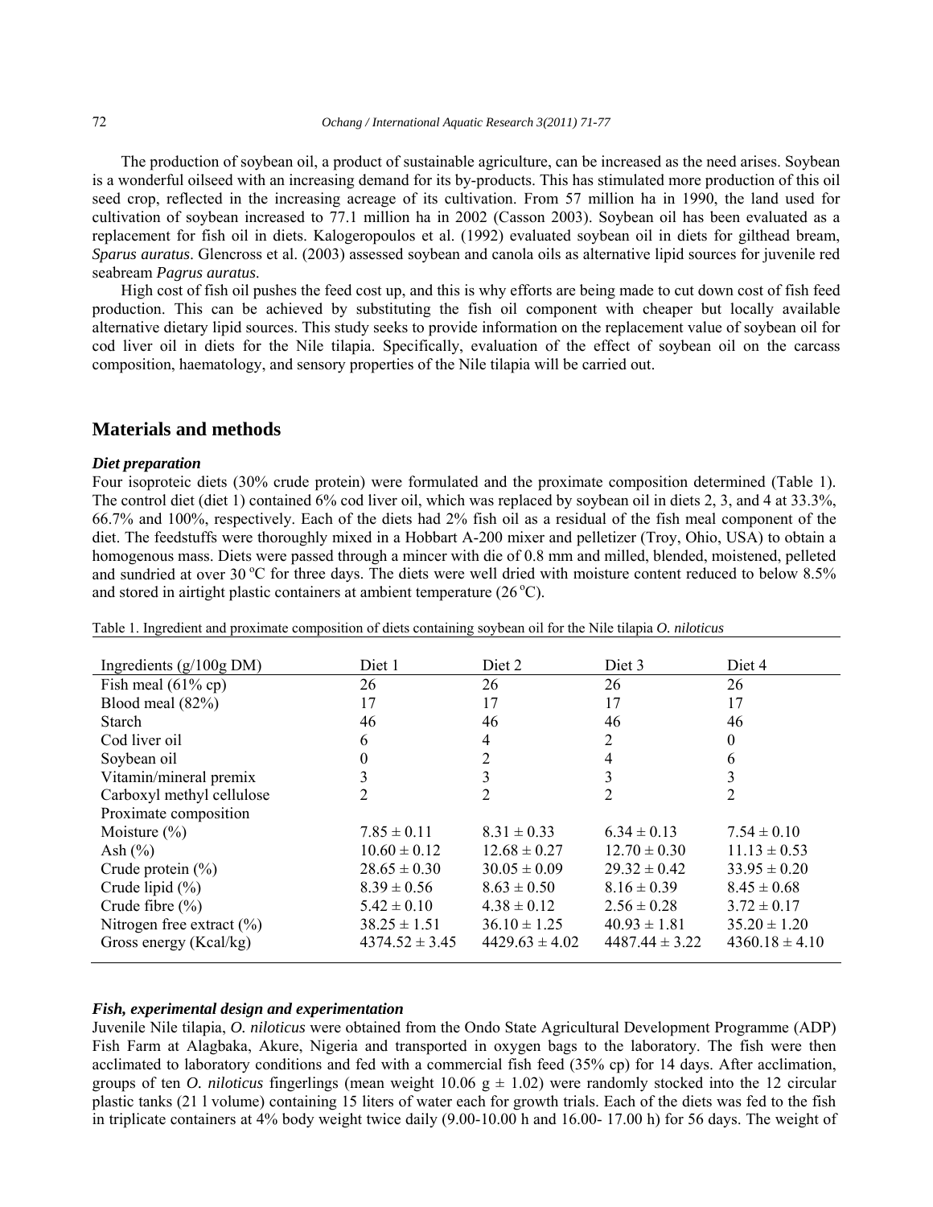The production of soybean oil, a product of sustainable agriculture, can be increased as the need arises. Soybean is a wonderful oilseed with an increasing demand for its by-products. This has stimulated more production of this oil seed crop, reflected in the increasing acreage of its cultivation. From 57 million ha in 1990, the land used for cultivation of soybean increased to 77.1 million ha in 2002 (Casson 2003). Soybean oil has been evaluated as a replacement for fish oil in diets. Kalogeropoulos et al. (1992) evaluated soybean oil in diets for gilthead bream, *Sparus auratus*. Glencross et al. (2003) assessed soybean and canola oils as alternative lipid sources for juvenile red seabream *Pagrus auratus*.

High cost of fish oil pushes the feed cost up, and this is why efforts are being made to cut down cost of fish feed production. This can be achieved by substituting the fish oil component with cheaper but locally available alternative dietary lipid sources. This study seeks to provide information on the replacement value of soybean oil for cod liver oil in diets for the Nile tilapia. Specifically, evaluation of the effect of soybean oil on the carcass composition, haematology, and sensory properties of the Nile tilapia will be carried out.

## Materials and methods

### *Diet preparation*

Four isoproteic diets (30% crude protein) were formulated and the proximate composition determined (Table 1). The control diet (diet 1) contained 6% cod liver oil, which was replaced by soybean oil in diets 2, 3, and 4 at 33.3%, 66.7% and 100%, respectively. Each of the diets had 2% fish oil as a residual of the fish meal component of the diet. The feedstuffs were thoroughly mixed in a Hobbart A-200 mixer and pelletizer (Troy, Ohio, USA) to obtain a homogenous mass. Diets were passed through a mincer with die of 0.8 mm and milled, blended, moistened, pelleted and sundried at over 30 °C for three days. The diets were well dried with moisture content reduced to below 8.5% and stored in airtight plastic containers at ambient temperature (26 °C).

Table 1. Ingredient and proximate composition of diets containing soybean oil for the Nile tilapia *O. niloticus*

| Ingredients (g/100g DM) | Diet 1 | Diet 2 | Diet 3 | Diet 4 |
|---|---|---|---|---|
| Fish meal (61% cp) | 26 | 26 | 26 | 26 |
| Blood meal (82%) | 17 | 17 | 17 | 17 |
| Starch | 46 | 46 | 46 | 46 |
| Cod liver oil | 6 | 4 | 2 | 0 |
| Soybean oil | 0 | 2 | 4 | 6 |
| Vitamin/mineral premix | 3 | 3 | 3 | 3 |
| Carboxyl methyl cellulose | 2 | 2 | 2 | 2 |
| Proximate composition | | | | |
| Moisture (%) | 7.85 ± 0.11 | 8.31 ± 0.33 | 6.34 ± 0.13 | 7.54 ± 0.10 |
| Ash (%) | 10.60 ± 0.12 | 12.68 ± 0.27 | 12.70 ± 0.30 | 11.13 ± 0.53 |
| Crude protein (%) | 28.65 ± 0.30 | 30.05 ± 0.09 | 29.32 ± 0.42 | 33.95 ± 0.20 |
| Crude lipid (%) | 8.39 ± 0.56 | 8.63 ± 0.50 | 8.16 ± 0.39 | 8.45 ± 0.68 |
| Crude fibre (%) | 5.42 ± 0.10 | 4.38 ± 0.12 | 2.56 ± 0.28 | 3.72 ± 0.17 |
| Nitrogen free extract (%) | 38.25 ± 1.51 | 36.10 ± 1.25 | 40.93 ± 1.81 | 35.20 ± 1.20 |
| Gross energy (Kcal/kg) | 4374.52 ± 3.45 | 4429.63 ± 4.02 | 4487.44 ± 3.22 | 4360.18 ± 4.10 |

### *Fish, experimental design and experimentation*

Juvenile Nile tilapia, *O. niloticus* were obtained from the Ondo State Agricultural Development Programme (ADP) Fish Farm at Alagbaka, Akure, Nigeria and transported in oxygen bags to the laboratory. The fish were then acclimated to laboratory conditions and fed with a commercial fish feed (35% cp) for 14 days. After acclimation, groups of ten *O. niloticus* fingerlings (mean weight 10.06 g ± 1.02) were randomly stocked into the 12 circular plastic tanks (21 l volume) containing 15 liters of water each for growth trials. Each of the diets was fed to the fish in triplicate containers at 4% body weight twice daily (9.00-10.00 h and 16.00- 17.00 h) for 56 days. The weight of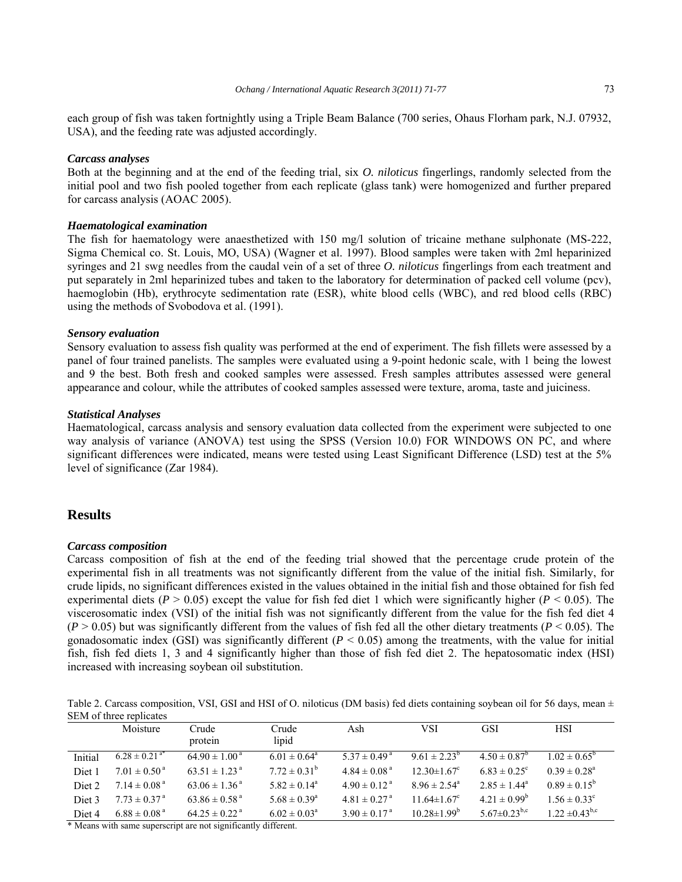each group of fish was taken fortnightly using a Triple Beam Balance (700 series, Ohaus Florham park, N.J. 07932, USA), and the feeding rate was adjusted accordingly.

### *Carcass analyses*

Both at the beginning and at the end of the feeding trial, six *O. niloticus* fingerlings, randomly selected from the initial pool and two fish pooled together from each replicate (glass tank) were homogenized and further prepared for carcass analysis (AOAC 2005).

### *Haematological examination*

The fish for haematology were anaesthetized with 150 mg/l solution of tricaine methane sulphonate (MS-222, Sigma Chemical co. St. Louis, MO, USA) (Wagner et al. 1997). Blood samples were taken with 2ml heparinized syringes and 21 swg needles from the caudal vein of a set of three *O. niloticus* fingerlings from each treatment and put separately in 2ml heparinized tubes and taken to the laboratory for determination of packed cell volume (pcv), haemoglobin (Hb), erythrocyte sedimentation rate (ESR), white blood cells (WBC), and red blood cells (RBC) using the methods of Svobodova et al. (1991).

### *Sensory evaluation*

Sensory evaluation to assess fish quality was performed at the end of experiment. The fish fillets were assessed by a panel of four trained panelists. The samples were evaluated using a 9-point hedonic scale, with 1 being the lowest and 9 the best. Both fresh and cooked samples were assessed. Fresh samples attributes assessed were general appearance and colour, while the attributes of cooked samples assessed were texture, aroma, taste and juiciness.

### *Statistical Analyses*

Haematological, carcass analysis and sensory evaluation data collected from the experiment were subjected to one way analysis of variance (ANOVA) test using the SPSS (Version 10.0) FOR WINDOWS ON PC, and where significant differences were indicated, means were tested using Least Significant Difference (LSD) test at the 5% level of significance (Zar 1984).

## Results

### *Carcass composition*

Carcass composition of fish at the end of the feeding trial showed that the percentage crude protein of the experimental fish in all treatments was not significantly different from the value of the initial fish. Similarly, for crude lipids, no significant differences existed in the values obtained in the initial fish and those obtained for fish fed experimental diets ($P > 0.05$) except the value for fish fed diet 1 which were significantly higher ($P < 0.05$). The viscerosomatic index (VSI) of the initial fish was not significantly different from the value for the fish fed diet 4 ($P > 0.05$) but was significantly different from the values of fish fed all the other dietary treatments ($P < 0.05$). The gonadosomatic index (GSI) was significantly different ($P < 0.05$) among the treatments, with the value for initial fish, fish fed diets 1, 3 and 4 significantly higher than those of fish fed diet 2. The hepatosomatic index (HSI) increased with increasing soybean oil substitution.

Table 2. Carcass composition, VSI, GSI and HSI of O. niloticus (DM basis) fed diets containing soybean oil for 56 days, mean ± SEM of three replicates

| | Moisture | Crude protein | Crude lipid | Ash | VSI | GSI | HSI |
|---|---|---|---|---|---|---|---|
| Initial | $6.28 \pm 0.21^{a*}$ | $64.90 \pm 1.00^{a}$ | $6.01 \pm 0.64^{a}$ | $5.37 \pm 0.49^{a}$ | $9.61 \pm 2.23^{b}$ | $4.50 \pm 0.87^{b}$ | $1.02 \pm 0.65^{b}$ |
| Diet 1 | $7.01 \pm 0.50^{a}$ | $63.51 \pm 1.23^{a}$ | $7.72 \pm 0.31^{b}$ | $4.84 \pm 0.08^{a}$ | $12.30 \pm 1.67^{c}$ | $6.83 \pm 0.25^{c}$ | $0.39 \pm 0.28^{a}$ |
| Diet 2 | $7.14 \pm 0.08^{a}$ | $63.06 \pm 1.36^{a}$ | $5.82 \pm 0.14^{a}$ | $4.90 \pm 0.12^{a}$ | $8.96 \pm 2.54^{a}$ | $2.85 \pm 1.44^{a}$ | $0.89 \pm 0.15^{b}$ |
| Diet 3 | $7.73 \pm 0.37^{a}$ | $63.86 \pm 0.58^{a}$ | $5.68 \pm 0.39^{a}$ | $4.81 \pm 0.27^{a}$ | $11.64 \pm 1.67^{c}$ | $4.21 \pm 0.99^{b}$ | $1.56 \pm 0.33^{c}$ |
| Diet 4 | $6.88 \pm 0.08^{a}$ | $64.25 \pm 0.22^{a}$ | $6.02 \pm 0.03^{a}$ | $3.90 \pm 0.17^{a}$ | $10.28 \pm 1.99^{b}$ | $5.67 \pm 0.23^{b,c}$ | $1.22 \pm 0.43^{b,c}$ |

\* Means with same superscript are not significantly different.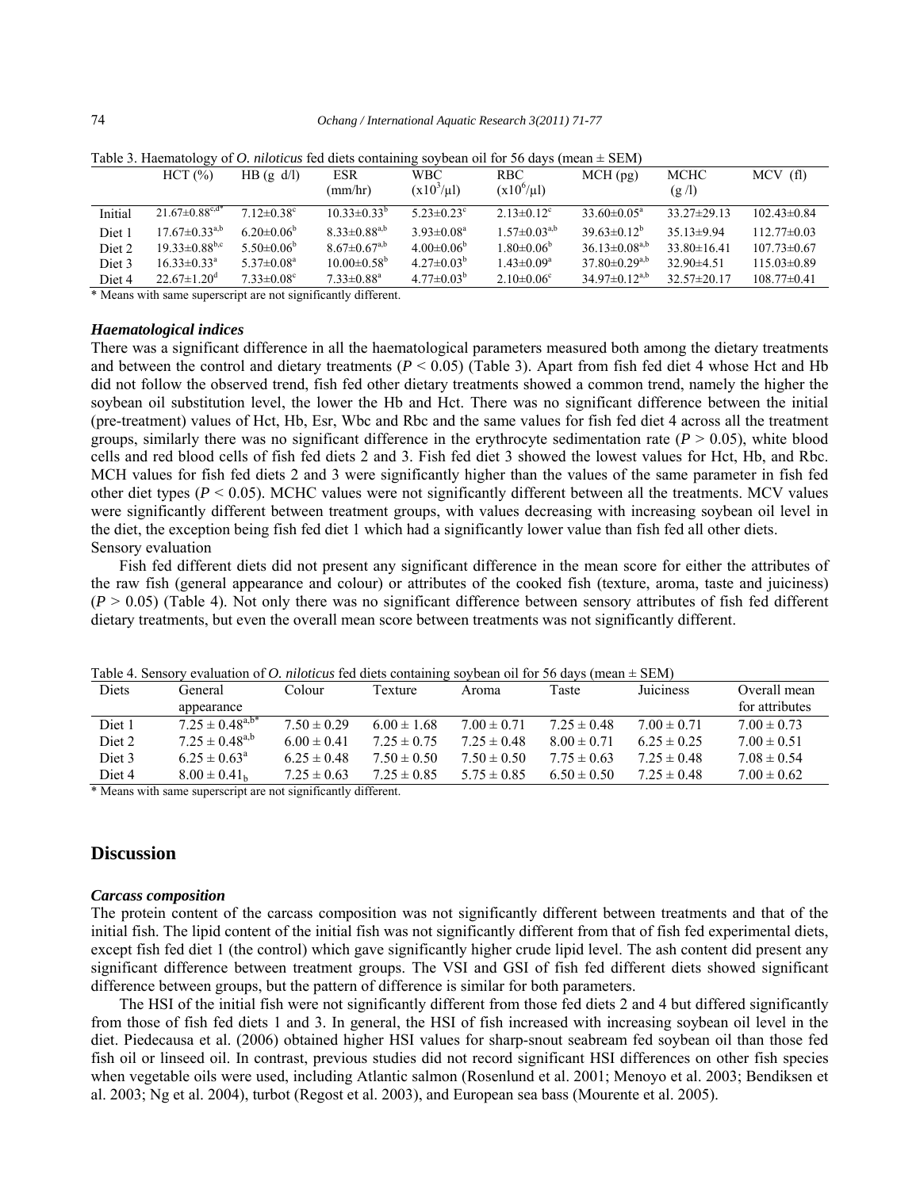Table 3. Haematology of *O. niloticus* fed diets containing soybean oil for 56 days (mean ± SEM)

| | HCT (%) | HB (g d/l) | ESR (mm/hr) | WBC ($x10^3/\mu l$) | RBC ($x10^6/\mu l$) | MCH (pg) | MCHC (g /l) | MCV (fl) |
|---|---|---|---|---|---|---|---|---|
| Initial | $21.67±0.88^{c,d*}$ | $7.12±0.38^{c}$ | $10.33±0.33^{b}$ | $5.23±0.23^{c}$ | $2.13±0.12^{c}$ | $33.60±0.05^{a}$ | 33.27±29.13 | 102.43±0.84 |
| Diet 1 | $17.67±0.33^{a,b}$ | $6.20±0.06^{b}$ | $8.33±0.88^{a,b}$ | $3.93±0.08^{a}$ | $1.57±0.03^{a,b}$ | $39.63±0.12^{b}$ | 35.13±9.94 | 112.77±0.03 |
| Diet 2 | $19.33±0.88^{b,c}$ | $5.50±0.06^{b}$ | $8.67±0.67^{a,b}$ | $4.00±0.06^{b}$ | $1.80±0.06^{b}$ | $36.13±0.08^{a,b}$ | 33.80±16.41 | 107.73±0.67 |
| Diet 3 | $16.33±0.33^{a}$ | $5.37±0.08^{a}$ | $10.00±0.58^{b}$ | $4.27±0.03^{b}$ | $1.43±0.09^{a}$ | $37.80±0.29^{a,b}$ | 32.90±4.51 | 115.03±0.89 |
| Diet 4 | $22.67±1.20^{d}$ | $7.33±0.08^{c}$ | $7.33±0.88^{a}$ | $4.77±0.03^{b}$ | $2.10±0.06^{c}$ | $34.97±0.12^{a,b}$ | 32.57±20.17 | 108.77±0.41 |

\* Means with same superscript are not significantly different.

### *Haematological indices*

There was a significant difference in all the haematological parameters measured both among the dietary treatments and between the control and dietary treatments ($P < 0.05$) (Table 3). Apart from fish fed diet 4 whose Hct and Hb did not follow the observed trend, fish fed other dietary treatments showed a common trend, namely the higher the soybean oil substitution level, the lower the Hb and Hct. There was no significant difference between the initial (pre-treatment) values of Hct, Hb, Esr, Wbc and Rbc and the same values for fish fed diet 4 across all the treatment groups, similarly there was no significant difference in the erythrocyte sedimentation rate ($P > 0.05$), white blood cells and red blood cells of fish fed diets 2 and 3. Fish fed diet 3 showed the lowest values for Hct, Hb, and Rbc. MCH values for fish fed diets 2 and 3 were significantly higher than the values of the same parameter in fish fed other diet types ($P < 0.05$). MCHC values were not significantly different between all the treatments. MCV values were significantly different between treatment groups, with values decreasing with increasing soybean oil level in the diet, the exception being fish fed diet 1 which had a significantly lower value than fish fed all other diets.

Sensory evaluation

Fish fed different diets did not present any significant difference in the mean score for either the attributes of the raw fish (general appearance and colour) or attributes of the cooked fish (texture, aroma, taste and juiciness) ($P > 0.05$) (Table 4). Not only there was no significant difference between sensory attributes of fish fed different dietary treatments, but even the overall mean score between treatments was not significantly different.

Table 4. Sensory evaluation of *O. niloticus* fed diets containing soybean oil for 56 days (mean ± SEM)

| Diets | General appearance | Colour | Texture | Aroma | Taste | Juiciness | Overall mean for attributes |
|---|---|---|---|---|---|---|---|
| Diet 1 | $7.25 ± 0.48^{a,b*}$ | 7.50 ± 0.29 | 6.00 ± 1.68 | 7.00 ± 0.71 | 7.25 ± 0.48 | 7.00 ± 0.71 | 7.00 ± 0.73 |
| Diet 2 | $7.25 ± 0.48^{a,b}$ | 6.00 ± 0.41 | 7.25 ± 0.75 | 7.25 ± 0.48 | 8.00 ± 0.71 | 6.25 ± 0.25 | 7.00 ± 0.51 |
| Diet 3 | $6.25 ± 0.63^{a}$ | 6.25 ± 0.48 | 7.50 ± 0.50 | 7.50 ± 0.50 | 7.75 ± 0.63 | 7.25 ± 0.48 | 7.08 ± 0.54 |
| Diet 4 | $8.00 ± 0.41_{b}$ | 7.25 ± 0.63 | 7.25 ± 0.85 | 5.75 ± 0.85 | 6.50 ± 0.50 | 7.25 ± 0.48 | 7.00 ± 0.62 |

\* Means with same superscript are not significantly different.

## Discussion

### *Carcass composition*

The protein content of the carcass composition was not significantly different between treatments and that of the initial fish. The lipid content of the initial fish was not significantly different from that of fish fed experimental diets, except fish fed diet 1 (the control) which gave significantly higher crude lipid level. The ash content did present any significant difference between treatment groups. The VSI and GSI of fish fed different diets showed significant difference between groups, but the pattern of difference is similar for both parameters.

The HSI of the initial fish were not significantly different from those fed diets 2 and 4 but differed significantly from those of fish fed diets 1 and 3. In general, the HSI of fish increased with increasing soybean oil level in the diet. Piedecausa et al. (2006) obtained higher HSI values for sharp-snout seabream fed soybean oil than those fed fish oil or linseed oil. In contrast, previous studies did not record significant HSI differences on other fish species when vegetable oils were used, including Atlantic salmon (Rosenlund et al. 2001; Menoyo et al. 2003; Bendiksen et al. 2003; Ng et al. 2004), turbot (Regost et al. 2003), and European sea bass (Mourente et al. 2005).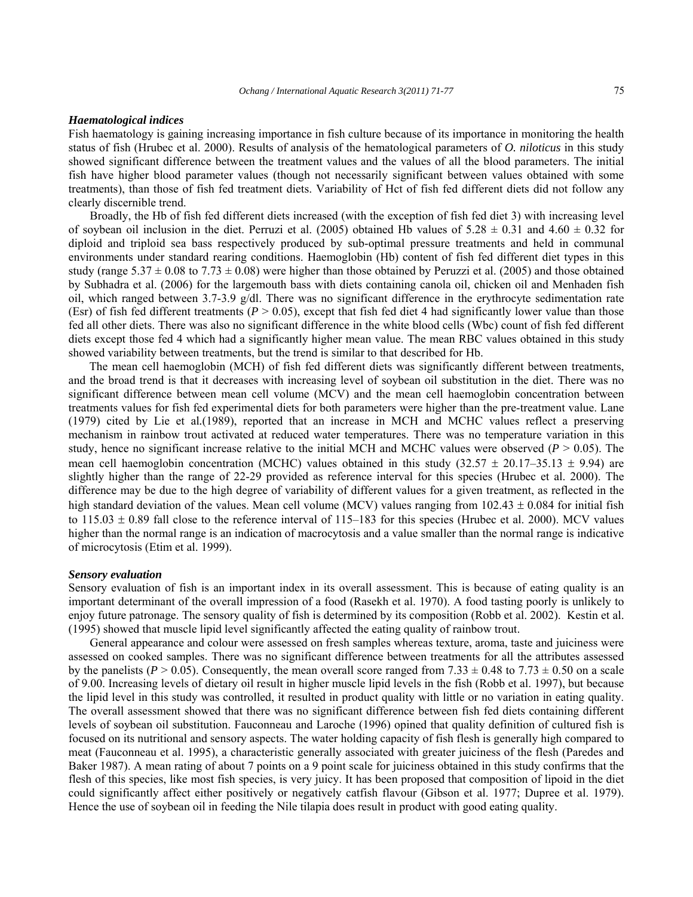### *Haematological indices*

Fish haematology is gaining increasing importance in fish culture because of its importance in monitoring the health status of fish (Hrubec et al. 2000). Results of analysis of the hematological parameters of *O. niloticus* in this study showed significant difference between the treatment values and the values of all the blood parameters. The initial fish have higher blood parameter values (though not necessarily significant between values obtained with some treatments), than those of fish fed treatment diets. Variability of Hct of fish fed different diets did not follow any clearly discernible trend.

Broadly, the Hb of fish fed different diets increased (with the exception of fish fed diet 3) with increasing level of soybean oil inclusion in the diet. Perruzi et al. (2005) obtained Hb values of $5.28 \pm 0.31$ and $4.60 \pm 0.32$ for diploid and triploid sea bass respectively produced by sub-optimal pressure treatments and held in communal environments under standard rearing conditions. Haemoglobin (Hb) content of fish fed different diet types in this study (range $5.37 \pm 0.08$ to $7.73 \pm 0.08$) were higher than those obtained by Peruzzi et al. (2005) and those obtained by Subhadra et al. (2006) for the largemouth bass with diets containing canola oil, chicken oil and Menhaden fish oil, which ranged between 3.7-3.9 g/dl. There was no significant difference in the erythrocyte sedimentation rate (Esr) of fish fed different treatments ($P > 0.05$), except that fish fed diet 4 had significantly lower value than those fed all other diets. There was also no significant difference in the white blood cells (Wbc) count of fish fed different diets except those fed 4 which had a significantly higher mean value. The mean RBC values obtained in this study showed variability between treatments, but the trend is similar to that described for Hb.

The mean cell haemoglobin (MCH) of fish fed different diets was significantly different between treatments, and the broad trend is that it decreases with increasing level of soybean oil substitution in the diet. There was no significant difference between mean cell volume (MCV) and the mean cell haemoglobin concentration between treatments values for fish fed experimental diets for both parameters were higher than the pre-treatment value. Lane (1979) cited by Lie et al.(1989), reported that an increase in MCH and MCHC values reflect a preserving mechanism in rainbow trout activated at reduced water temperatures. There was no temperature variation in this study, hence no significant increase relative to the initial MCH and MCHC values were observed ($P > 0.05$). The mean cell haemoglobin concentration (MCHC) values obtained in this study ($32.57 \pm 20.17$–$35.13 \pm 9.94$) are slightly higher than the range of 22-29 provided as reference interval for this species (Hrubec et al. 2000). The difference may be due to the high degree of variability of different values for a given treatment, as reflected in the high standard deviation of the values. Mean cell volume (MCV) values ranging from $102.43 \pm 0.084$ for initial fish to $115.03 \pm 0.89$ fall close to the reference interval of 115–183 for this species (Hrubec et al. 2000). MCV values higher than the normal range is an indication of macrocytosis and a value smaller than the normal range is indicative of microcytosis (Etim et al. 1999).

### *Sensory evaluation*

Sensory evaluation of fish is an important index in its overall assessment. This is because of eating quality is an important determinant of the overall impression of a food (Rasekh et al. 1970). A food tasting poorly is unlikely to enjoy future patronage. The sensory quality of fish is determined by its composition (Robb et al. 2002). Kestin et al. (1995) showed that muscle lipid level significantly affected the eating quality of rainbow trout.

General appearance and colour were assessed on fresh samples whereas texture, aroma, taste and juiciness were assessed on cooked samples. There was no significant difference between treatments for all the attributes assessed by the panelists ($P > 0.05$). Consequently, the mean overall score ranged from $7.33 \pm 0.48$ to $7.73 \pm 0.50$ on a scale of 9.00. Increasing levels of dietary oil result in higher muscle lipid levels in the fish (Robb et al. 1997), but because the lipid level in this study was controlled, it resulted in product quality with little or no variation in eating quality. The overall assessment showed that there was no significant difference between fish fed diets containing different levels of soybean oil substitution. Fauconneau and Laroche (1996) opined that quality definition of cultured fish is focused on its nutritional and sensory aspects. The water holding capacity of fish flesh is generally high compared to meat (Fauconneau et al. 1995), a characteristic generally associated with greater juiciness of the flesh (Paredes and Baker 1987). A mean rating of about 7 points on a 9 point scale for juiciness obtained in this study confirms that the flesh of this species, like most fish species, is very juicy. It has been proposed that composition of lipoid in the diet could significantly affect either positively or negatively catfish flavour (Gibson et al. 1977; Dupree et al. 1979). Hence the use of soybean oil in feeding the Nile tilapia does result in product with good eating quality.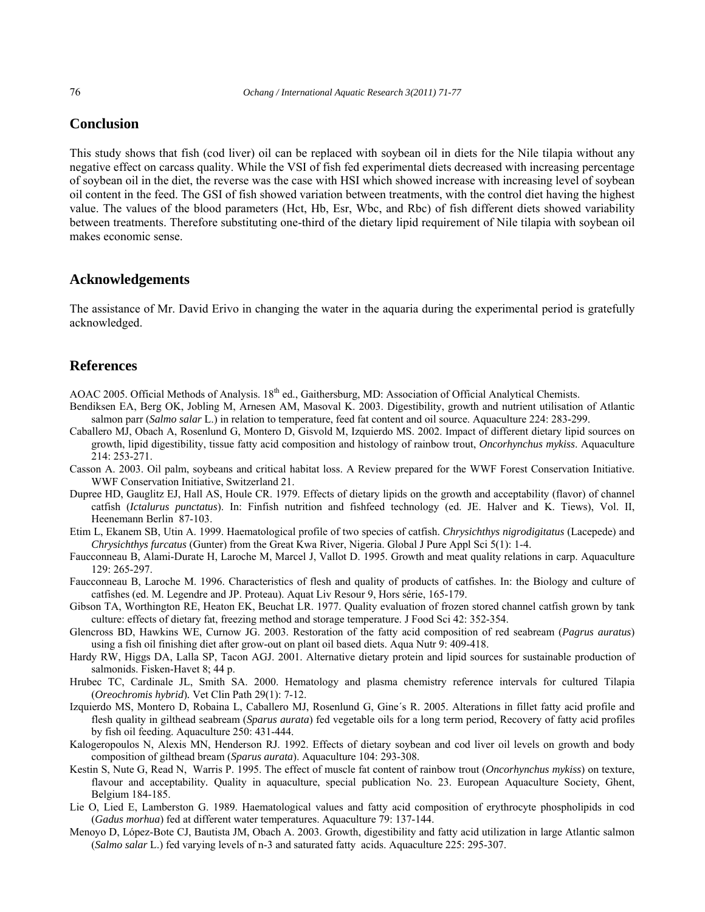## Conclusion

This study shows that fish (cod liver) oil can be replaced with soybean oil in diets for the Nile tilapia without any negative effect on carcass quality. While the VSI of fish fed experimental diets decreased with increasing percentage of soybean oil in the diet, the reverse was the case with HSI which showed increase with increasing level of soybean oil content in the feed. The GSI of fish showed variation between treatments, with the control diet having the highest value. The values of the blood parameters (Hct, Hb, Esr, Wbc, and Rbc) of fish different diets showed variability between treatments. Therefore substituting one-third of the dietary lipid requirement of Nile tilapia with soybean oil makes economic sense.

## Acknowledgements

The assistance of Mr. David Erivo in changing the water in the aquaria during the experimental period is gratefully acknowledged.

## References

AOAC 2005. Official Methods of Analysis. 18th ed., Gaithersburg, MD: Association of Official Analytical Chemists.

Bendiksen EA, Berg OK, Jobling M, Arnesen AM, Masoval K. 2003. Digestibility, growth and nutrient utilisation of Atlantic salmon parr (*Salmo salar* L.) in relation to temperature, feed fat content and oil source. Aquaculture 224: 283-299.

Caballero MJ, Obach A, Rosenlund G, Montero D, Gisvold M, Izquierdo MS. 2002. Impact of different dietary lipid sources on growth, lipid digestibility, tissue fatty acid composition and histology of rainbow trout, *Oncorhynchus mykiss*. Aquaculture 214: 253-271.

Casson A. 2003. Oil palm, soybeans and critical habitat loss. A Review prepared for the WWF Forest Conservation Initiative. WWF Conservation Initiative, Switzerland 21.

Dupree HD, Gauglitz EJ, Hall AS, Houle CR. 1979. Effects of dietary lipids on the growth and acceptability (flavor) of channel catfish (*Ictalurus punctatus*). In: Finfish nutrition and fishfeed technology (ed. JE. Halver and K. Tiews), Vol. II, Heenemann Berlin 87-103.

Etim L, Ekanem SB, Utin A. 1999. Haematological profile of two species of catfish. *Chrysichthys nigrodigitatus* (Lacepede) and *Chrysichthys furcatus* (Gunter) from the Great Kwa River, Nigeria. Global J Pure Appl Sci 5(1): 1-4.

Faucconneau B, Alami-Durate H, Laroche M, Marcel J, Vallot D. 1995. Growth and meat quality relations in carp. Aquaculture 129: 265-297.

Faucconneau B, Laroche M. 1996. Characteristics of flesh and quality of products of catfishes. In: the Biology and culture of catfishes (ed. M. Legendre and JP. Proteau). Aquat Liv Resour 9, Hors série, 165-179.

Gibson TA, Worthington RE, Heaton EK, Beuchat LR. 1977. Quality evaluation of frozen stored channel catfish grown by tank culture: effects of dietary fat, freezing method and storage temperature. J Food Sci 42: 352-354.

Glencross BD, Hawkins WE, Curnow JG. 2003. Restoration of the fatty acid composition of red seabream (*Pagrus auratus*) using a fish oil finishing diet after grow-out on plant oil based diets. Aqua Nutr 9: 409-418.

Hardy RW, Higgs DA, Lalla SP, Tacon AGJ. 2001. Alternative dietary protein and lipid sources for sustainable production of salmonids. Fisken-Havet 8; 44 p.

Hrubec TC, Cardinale JL, Smith SA. 2000. Hematology and plasma chemistry reference intervals for cultured Tilapia (*Oreochromis hybrid*). Vet Clin Path 29(1): 7-12.

Izquierdo MS, Montero D, Robaina L, Caballero MJ, Rosenlund G, Gine´s R. 2005. Alterations in fillet fatty acid profile and flesh quality in gilthead seabream (*Sparus aurata*) fed vegetable oils for a long term period, Recovery of fatty acid profiles by fish oil feeding. Aquaculture 250: 431-444.

Kalogeropoulos N, Alexis MN, Henderson RJ. 1992. Effects of dietary soybean and cod liver oil levels on growth and body composition of gilthead bream (*Sparus aurata*). Aquaculture 104: 293-308.

Kestin S, Nute G, Read N, Warris P. 1995. The effect of muscle fat content of rainbow trout (*Oncorhynchus mykiss*) on texture, flavour and acceptability. Quality in aquaculture, special publication No. 23. European Aquaculture Society, Ghent, Belgium 184-185.

Lie O, Lied E, Lamberston G. 1989. Haematological values and fatty acid composition of erythrocyte phospholipids in cod (*Gadus morhua*) fed at different water temperatures. Aquaculture 79: 137-144.

Menoyo D, López-Bote CJ, Bautista JM, Obach A. 2003. Growth, digestibility and fatty acid utilization in large Atlantic salmon (*Salmo salar* L.) fed varying levels of n-3 and saturated fatty acids. Aquaculture 225: 295-307.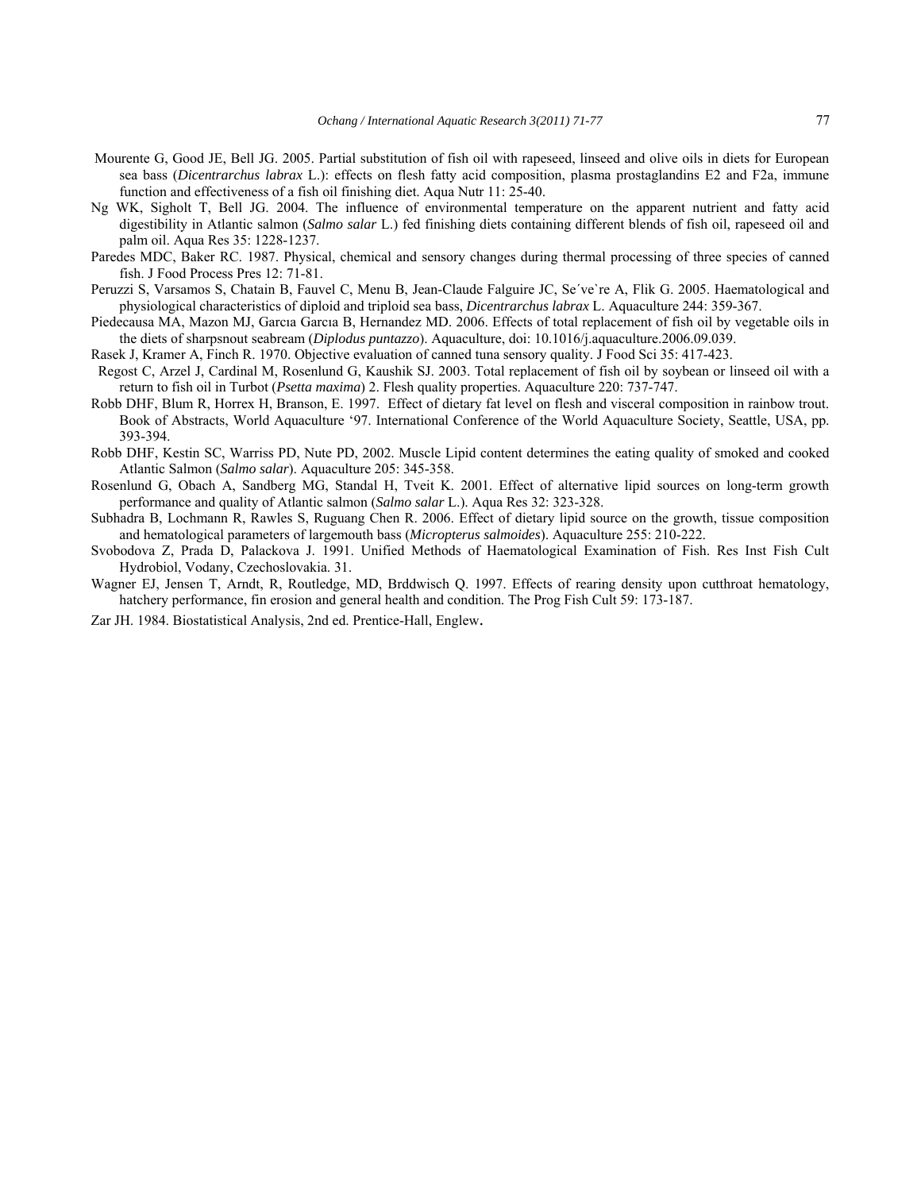Mourente G, Good JE, Bell JG. 2005. Partial substitution of fish oil with rapeseed, linseed and olive oils in diets for European sea bass (*Dicentrarchus labrax* L.): effects on flesh fatty acid composition, plasma prostaglandins E2 and F2a, immune function and effectiveness of a fish oil finishing diet. Aqua Nutr 11: 25-40.

Ng WK, Sigholt T, Bell JG. 2004. The influence of environmental temperature on the apparent nutrient and fatty acid digestibility in Atlantic salmon (*Salmo salar* L.) fed finishing diets containing different blends of fish oil, rapeseed oil and palm oil. Aqua Res 35: 1228-1237.

Paredes MDC, Baker RC. 1987. Physical, chemical and sensory changes during thermal processing of three species of canned fish. J Food Process Pres 12: 71-81.

Peruzzi S, Varsamos S, Chatain B, Fauvel C, Menu B, Jean-Claude Falguire JC, Se´ve`re A, Flik G. 2005. Haematological and physiological characteristics of diploid and triploid sea bass, *Dicentrarchus labrax* L. Aquaculture 244: 359-367.

Piedecausa MA, Mazon MJ, Garcıa Garcıa B, Hernandez MD. 2006. Effects of total replacement of fish oil by vegetable oils in the diets of sharpsnout seabream (*Diplodus puntazzo*). Aquaculture, doi: 10.1016/j.aquaculture.2006.09.039.

Rasek J, Kramer A, Finch R. 1970. Objective evaluation of canned tuna sensory quality. J Food Sci 35: 417-423.

Regost C, Arzel J, Cardinal M, Rosenlund G, Kaushik SJ. 2003. Total replacement of fish oil by soybean or linseed oil with a return to fish oil in Turbot (*Psetta maxima*) 2. Flesh quality properties. Aquaculture 220: 737-747.

Robb DHF, Blum R, Horrex H, Branson, E. 1997. Effect of dietary fat level on flesh and visceral composition in rainbow trout. Book of Abstracts, World Aquaculture '97. International Conference of the World Aquaculture Society, Seattle, USA, pp. 393-394.

Robb DHF, Kestin SC, Warriss PD, Nute PD, 2002. Muscle Lipid content determines the eating quality of smoked and cooked Atlantic Salmon (*Salmo salar*). Aquaculture 205: 345-358.

Rosenlund G, Obach A, Sandberg MG, Standal H, Tveit K. 2001. Effect of alternative lipid sources on long-term growth performance and quality of Atlantic salmon (*Salmo salar* L.). Aqua Res 32: 323-328.

Subhadra B, Lochmann R, Rawles S, Ruguang Chen R. 2006. Effect of dietary lipid source on the growth, tissue composition and hematological parameters of largemouth bass (*Micropterus salmoides*). Aquaculture 255: 210-222.

Svobodova Z, Prada D, Palackova J. 1991. Unified Methods of Haematological Examination of Fish. Res Inst Fish Cult Hydrobiol, Vodany, Czechoslovakia. 31.

Wagner EJ, Jensen T, Arndt, R, Routledge, MD, Brddwisch Q. 1997. Effects of rearing density upon cutthroat hematology, hatchery performance, fin erosion and general health and condition. The Prog Fish Cult 59: 173-187.

Zar JH. 1984. Biostatistical Analysis, 2nd ed. Prentice-Hall, Englew.